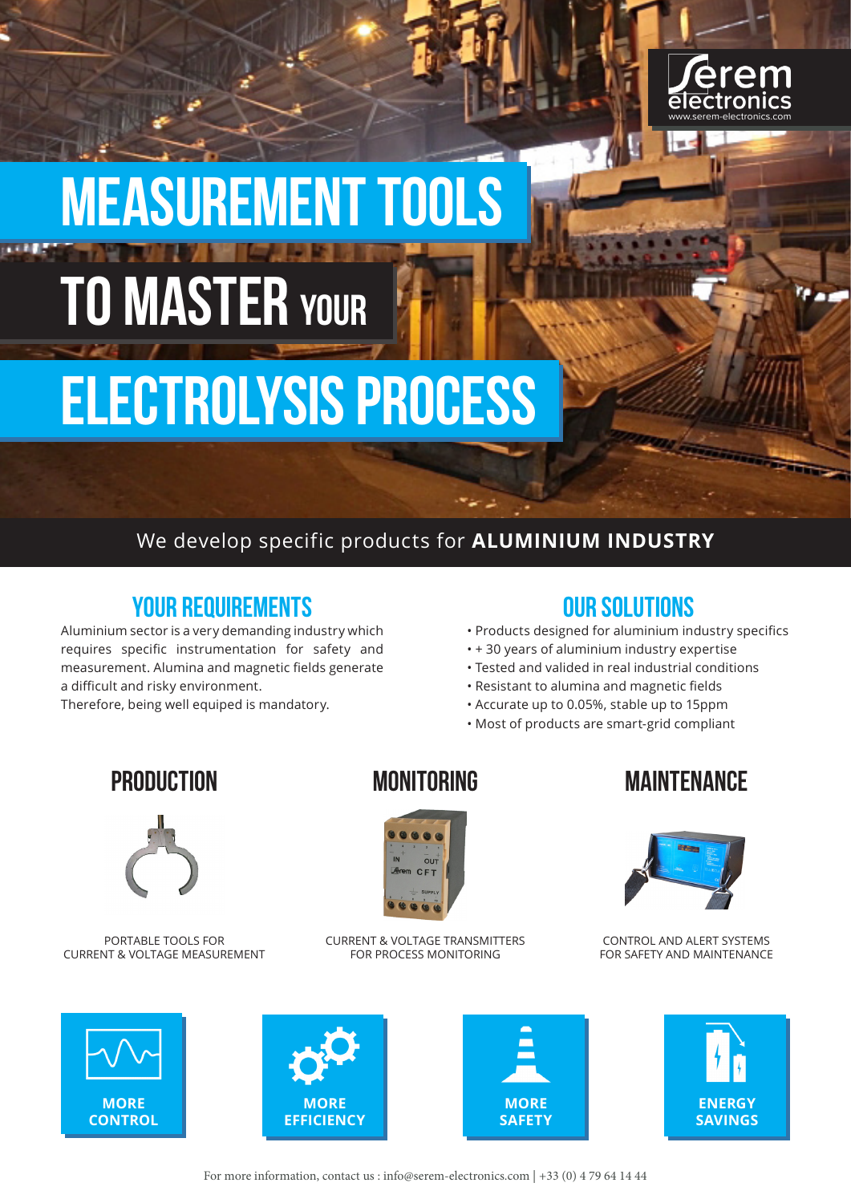Serem electronics
www.serem-electronics.com

# MEASUREMENT TOOLS TO MASTER YOUR ELECTROLYSIS PROCESS

We develop specific products for **ALUMINIUM INDUSTRY**

## YOUR REQUIREMENTS

Aluminium sector is a very demanding industry which requires specific instrumentation for safety and measurement. Alumina and magnetic fields generate a difficult and risky environment.
Therefore, being well equiped is mandatory.

## OUR SOLUTIONS

- Products designed for aluminium industry specifics
- + 30 years of aluminium industry expertise
- Tested and valided in real industrial conditions
- Resistant to alumina and magnetic fields
- Accurate up to 0.05%, stable up to 15ppm
- Most of products are smart-grid compliant

## PRODUCTION

PORTABLE TOOLS FOR CURRENT & VOLTAGE MEASUREMENT

## MONITORING

CURRENT & VOLTAGE TRANSMITTERS FOR PROCESS MONITORING

## MAINTENANCE

CONTROL AND ALERT SYSTEMS FOR SAFETY AND MAINTENANCE

**MORE CONTROL**

**MORE EFFICIENCY**

**MORE SAFETY**

**ENERGY SAVINGS**

For more information, contact us : info@serem-electronics.com | +33 (0) 4 79 64 14 44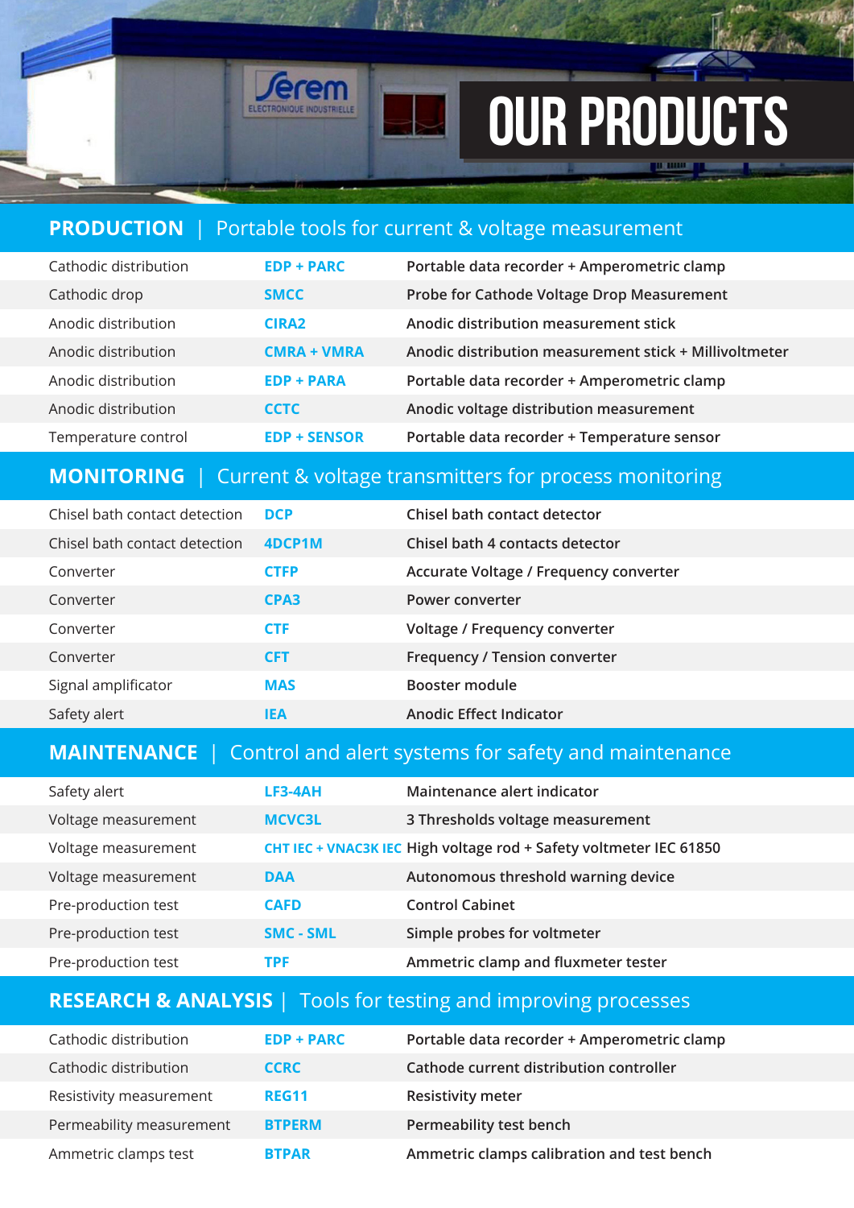# OUR PRODUCTS

## PRODUCTION | Portable tools for current & voltage measurement

| | | |
|---|---|---|
| Cathodic distribution | **EDP + PARC** | **Portable data recorder + Amperometric clamp** |
| Cathodic drop | **SMCC** | **Probe for Cathode Voltage Drop Measurement** |
| Anodic distribution | **CIRA2** | **Anodic distribution measurement stick** |
| Anodic distribution | **CMRA + VMRA** | **Anodic distribution measurement stick + Millivoltmeter** |
| Anodic distribution | **EDP + PARA** | **Portable data recorder + Amperometric clamp** |
| Anodic distribution | **CCTC** | **Anodic voltage distribution measurement** |
| Temperature control | **EDP + SENSOR** | **Portable data recorder + Temperature sensor** |

## MONITORING | Current & voltage transmitters for process monitoring

| | | |
|---|---|---|
| Chisel bath contact detection | **DCP** | **Chisel bath contact detector** |
| Chisel bath contact detection | **4DCP1M** | **Chisel bath 4 contacts detector** |
| Converter | **CTFP** | **Accurate Voltage / Frequency converter** |
| Converter | **CPA3** | **Power converter** |
| Converter | **CTF** | **Voltage / Frequency converter** |
| Converter | **CFT** | **Frequency / Tension converter** |
| Signal amplificator | **MAS** | **Booster module** |
| Safety alert | **IEA** | **Anodic Effect Indicator** |

## MAINTENANCE | Control and alert systems for safety and maintenance

| | | |
|---|---|---|
| Safety alert | **LF3-4AH** | **Maintenance alert indicator** |
| Voltage measurement | **MCVC3L** | **3 Thresholds voltage measurement** |
| Voltage measurement | **CHT IEC + VNAC3K IEC** | **High voltage rod + Safety voltmeter IEC 61850** |
| Voltage measurement | **DAA** | **Autonomous threshold warning device** |
| Pre-production test | **CAFD** | **Control Cabinet** |
| Pre-production test | **SMC - SML** | **Simple probes for voltmeter** |
| Pre-production test | **TPF** | **Ammetric clamp and fluxmeter tester** |

## RESEARCH & ANALYSIS | Tools for testing and improving processes

| | | |
|---|---|---|
| Cathodic distribution | **EDP + PARC** | **Portable data recorder + Amperometric clamp** |
| Cathodic distribution | **CCRC** | **Cathode current distribution controller** |
| Resistivity measurement | **REG11** | **Resistivity meter** |
| Permeability measurement | **BTPERM** | **Permeability test bench** |
| Ammetric clamps test | **BTPAR** | **Ammetric clamps calibration and test bench** |